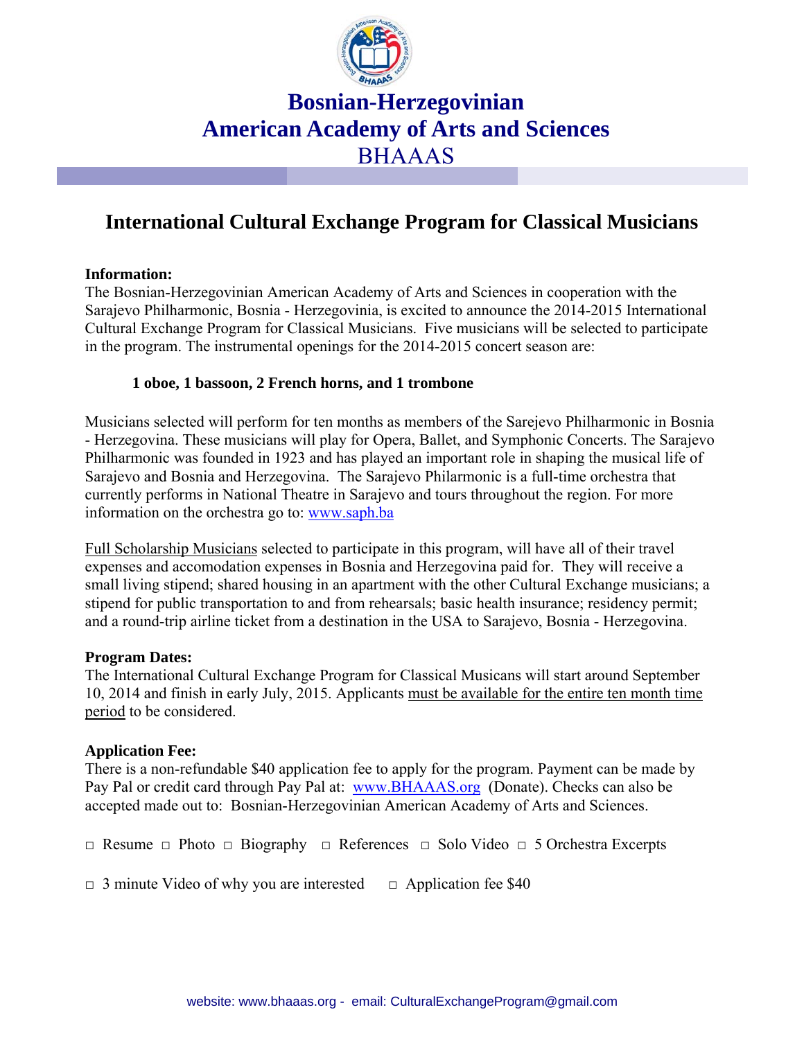# Bosnian-Herzegovinian American Academy of Arts and Sciences

## BHAAAS

## International Cultural Exchange Program for Classical Musicians

**Information:**

The Bosnian-Herzegovinian American Academy of Arts and Sciences in cooperation with the Sarajevo Philharmonic, Bosnia - Herzegovinia, is excited to announce the 2014-2015 International Cultural Exchange Program for Classical Musicians. Five musicians will be selected to participate in the program. The instrumental openings for the 2014-2015 concert season are:

**1 oboe, 1 bassoon, 2 French horns, and 1 trombone**

Musicians selected will perform for ten months as members of the Sarejevo Philharmonic in Bosnia - Herzegovina. These musicians will play for Opera, Ballet, and Symphonic Concerts. The Sarajevo Philharmonic was founded in 1923 and has played an important role in shaping the musical life of Sarajevo and Bosnia and Herzegovina. The Sarajevo Philarmonic is a full-time orchestra that currently performs in National Theatre in Sarajevo and tours throughout the region. For more information on the orchestra go to: www.saph.ba

Full Scholarship Musicians selected to participate in this program, will have all of their travel expenses and accomodation expenses in Bosnia and Herzegovina paid for. They will receive a small living stipend; shared housing in an apartment with the other Cultural Exchange musicians; a stipend for public transportation to and from rehearsals; basic health insurance; residency permit; and a round-trip airline ticket from a destination in the USA to Sarajevo, Bosnia - Herzegovina.

**Program Dates:**

The International Cultural Exchange Program for Classical Musicans will start around September 10, 2014 and finish in early July, 2015. Applicants must be available for the entire ten month time period to be considered.

**Application Fee:**

There is a non-refundable $40 application fee to apply for the program. Payment can be made by Pay Pal or credit card through Pay Pal at: www.BHAAAS.org (Donate). Checks can also be accepted made out to: Bosnian-Herzegovinian American Academy of Arts and Sciences.

□ Resume □ Photo □ Biography □ References □ Solo Video □ 5 Orchestra Excerpts

□ 3 minute Video of why you are interested □ Application fee $40

website: www.bhaaas.org - email: CulturalExchangeProgram@gmail.com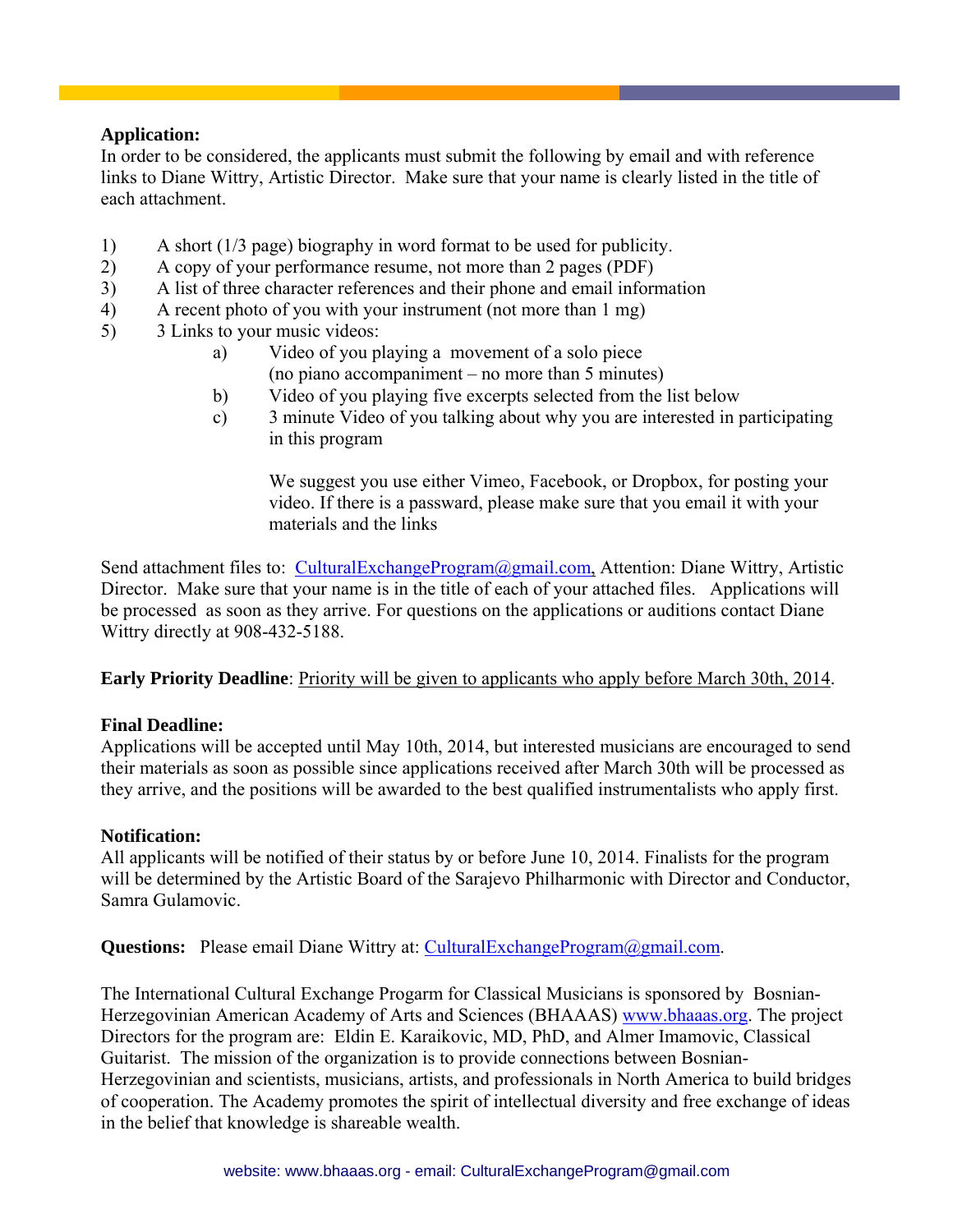**Application:**
In order to be considered, the applicants must submit the following by email and with reference links to Diane Wittry, Artistic Director. Make sure that your name is clearly listed in the title of each attachment.

1) A short (1/3 page) biography in word format to be used for publicity.
2) A copy of your performance resume, not more than 2 pages (PDF)
3) A list of three character references and their phone and email information
4) A recent photo of you with your instrument (not more than 1 mg)
5) 3 Links to your music videos:
   a) Video of you playing a movement of a solo piece (no piano accompaniment – no more than 5 minutes)
   b) Video of you playing five excerpts selected from the list below
   c) 3 minute Video of you talking about why you are interested in participating in this program

   We suggest you use either Vimeo, Facebook, or Dropbox, for posting your video. If there is a passward, please make sure that you email it with your materials and the links

Send attachment files to: CulturalExchangeProgram@gmail.com, Attention: Diane Wittry, Artistic Director. Make sure that your name is in the title of each of your attached files. Applications will be processed as soon as they arrive. For questions on the applications or auditions contact Diane Wittry directly at 908-432-5188.

**Early Priority Deadline**: Priority will be given to applicants who apply before March 30th, 2014.

**Final Deadline:**
Applications will be accepted until May 10th, 2014, but interested musicians are encouraged to send their materials as soon as possible since applications received after March 30th will be processed as they arrive, and the positions will be awarded to the best qualified instrumentalists who apply first.

**Notification:**
All applicants will be notified of their status by or before June 10, 2014. Finalists for the program will be determined by the Artistic Board of the Sarajevo Philharmonic with Director and Conductor, Samra Gulamovic.

**Questions:** Please email Diane Wittry at: CulturalExchangeProgram@gmail.com.

The International Cultural Exchange Progarm for Classical Musicians is sponsored by Bosnian-Herzegovinian American Academy of Arts and Sciences (BHAAAS) www.bhaaas.org. The project Directors for the program are: Eldin E. Karaikovic, MD, PhD, and Almer Imamovic, Classical Guitarist. The mission of the organization is to provide connections between Bosnian-Herzegovinian and scientists, musicians, artists, and professionals in North America to build bridges of cooperation. The Academy promotes the spirit of intellectual diversity and free exchange of ideas in the belief that knowledge is shareable wealth.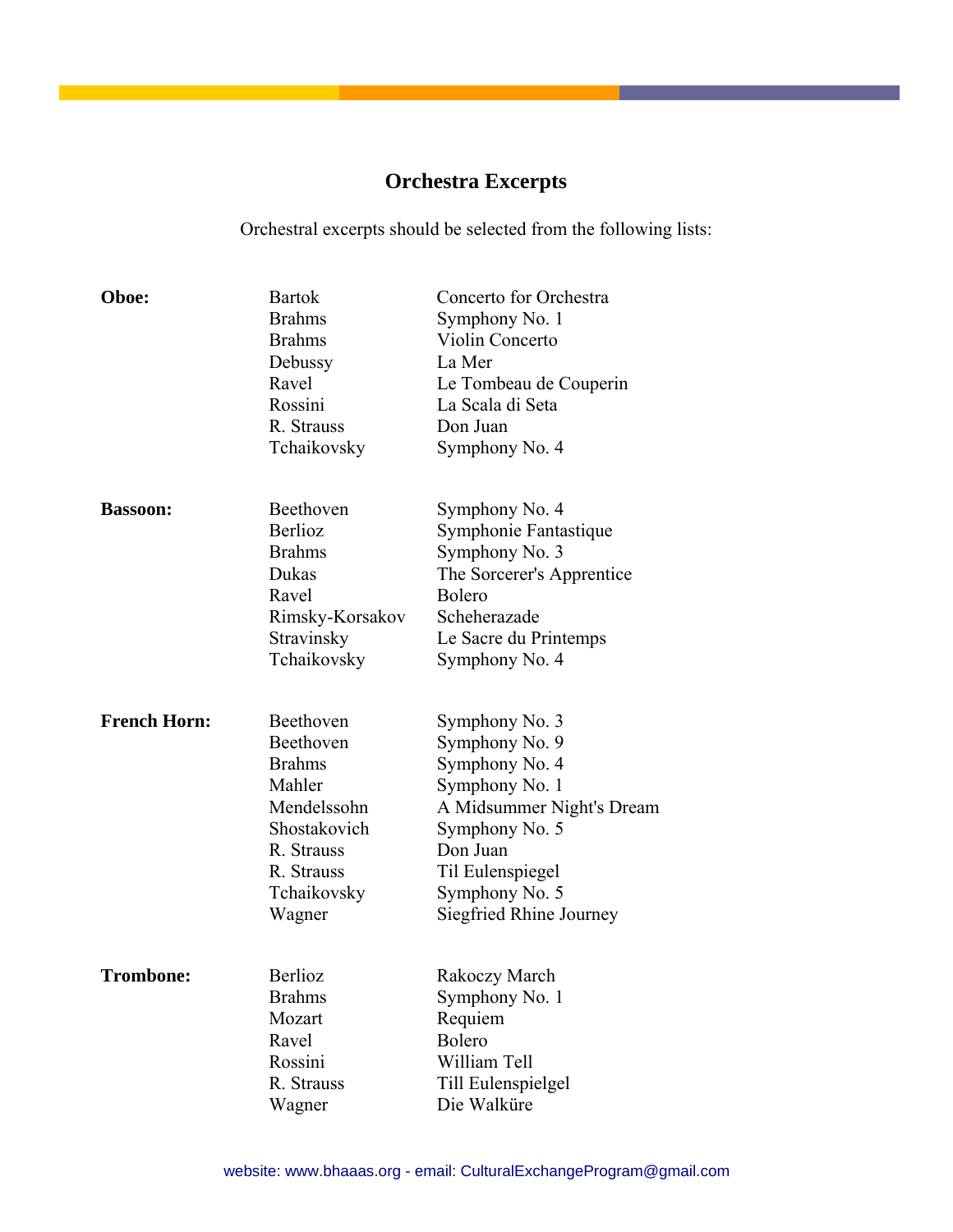# Orchestra Excerpts

Orchestral excerpts should be selected from the following lists:

| | | |
|---|---|---|
| **Oboe:** | Bartok | Concerto for Orchestra |
| | Brahms | Symphony No. 1 |
| | Brahms | Violin Concerto |
| | Debussy | La Mer |
| | Ravel | Le Tombeau de Couperin |
| | Rossini | La Scala di Seta |
| | R. Strauss | Don Juan |
| | Tchaikovsky | Symphony No. 4 |
| **Bassoon:** | Beethoven | Symphony No. 4 |
| | Berlioz | Symphonie Fantastique |
| | Brahms | Symphony No. 3 |
| | Dukas | The Sorcerer's Apprentice |
| | Ravel | Bolero |
| | Rimsky-Korsakov | Scheherazade |
| | Stravinsky | Le Sacre du Printemps |
| | Tchaikovsky | Symphony No. 4 |
| **French Horn:** | Beethoven | Symphony No. 3 |
| | Beethoven | Symphony No. 9 |
| | Brahms | Symphony No. 4 |
| | Mahler | Symphony No. 1 |
| | Mendelssohn | A Midsummer Night's Dream |
| | Shostakovich | Symphony No. 5 |
| | R. Strauss | Don Juan |
| | R. Strauss | Til Eulenspiegel |
| | Tchaikovsky | Symphony No. 5 |
| | Wagner | Siegfried Rhine Journey |
| **Trombone:** | Berlioz | Rakoczy March |
| | Brahms | Symphony No. 1 |
| | Mozart | Requiem |
| | Ravel | Bolero |
| | Rossini | William Tell |
| | R. Strauss | Till Eulenspielgel |
| | Wagner | Die Walküre |

website: www.bhaaas.org - email: CulturalExchangeProgram@gmail.com